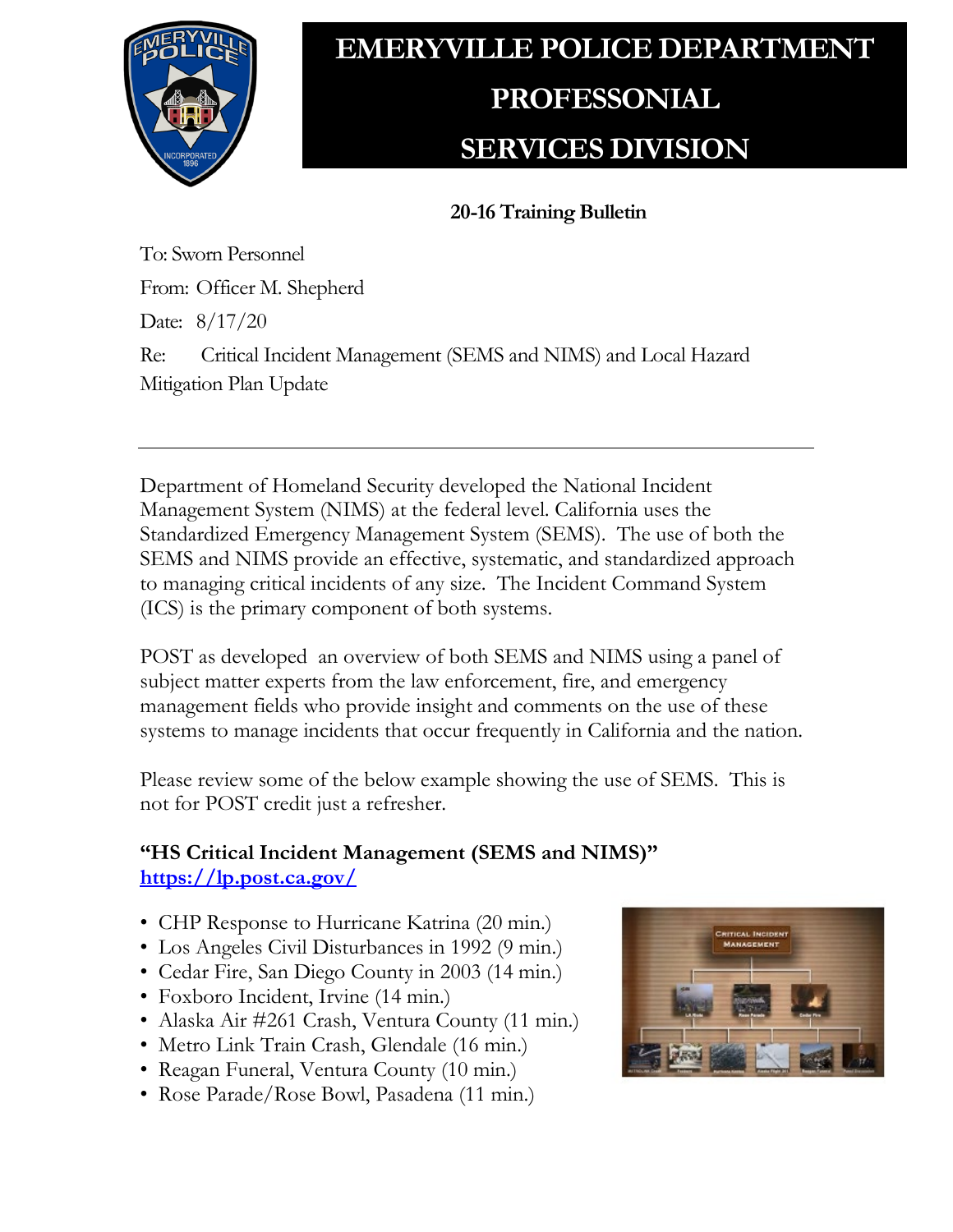# EMERYVILLE POLICE DEPARTMENT PROFESSONIAL SERVICES DIVISION

**20-16 Training Bulletin**

To: Sworn Personnel

From: Officer M. Shepherd

Date: 8/17/20

Re: Critical Incident Management (SEMS and NIMS) and Local Hazard Mitigation Plan Update

---

Department of Homeland Security developed the National Incident Management System (NIMS) at the federal level. California uses the Standardized Emergency Management System (SEMS). The use of both the SEMS and NIMS provide an effective, systematic, and standardized approach to managing critical incidents of any size. The Incident Command System (ICS) is the primary component of both systems.

POST as developed an overview of both SEMS and NIMS using a panel of subject matter experts from the law enforcement, fire, and emergency management fields who provide insight and comments on the use of these systems to manage incidents that occur frequently in California and the nation.

Please review some of the below example showing the use of SEMS. This is not for POST credit just a refresher.

**"HS Critical Incident Management (SEMS and NIMS)"**
**https://lp.post.ca.gov/**

- CHP Response to Hurricane Katrina (20 min.)
- Los Angeles Civil Disturbances in 1992 (9 min.)
- Cedar Fire, San Diego County in 2003 (14 min.)
- Foxboro Incident, Irvine (14 min.)
- Alaska Air #261 Crash, Ventura County (11 min.)
- Metro Link Train Crash, Glendale (16 min.)
- Reagan Funeral, Ventura County (10 min.)
- Rose Parade/Rose Bowl, Pasadena (11 min.)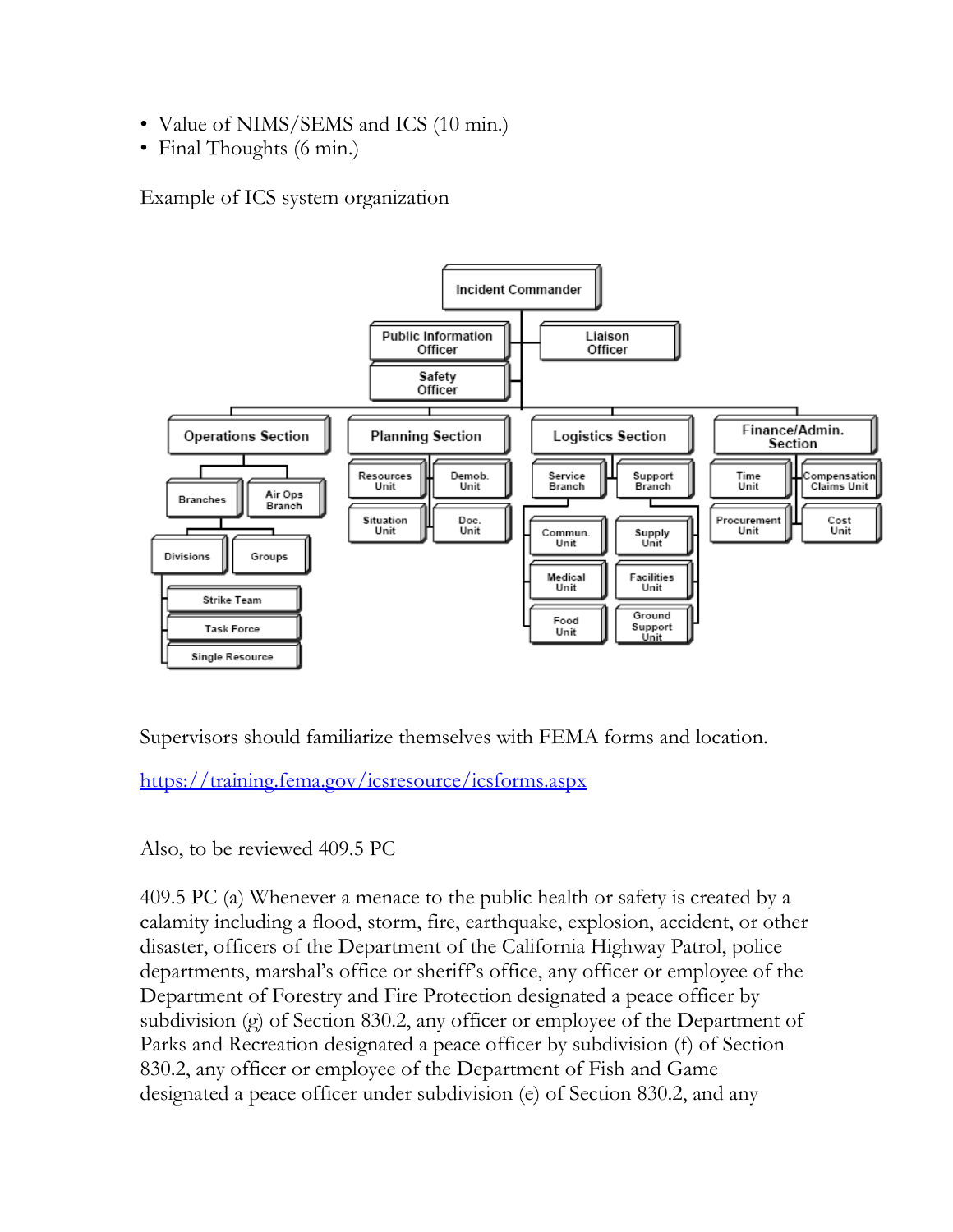- Value of NIMS/SEMS and ICS (10 min.)
- Final Thoughts (6 min.)

Example of ICS system organization

Incident Commander

Public Information Officer

Liaison Officer

Safety Officer

Operations Section

Branches

Air Ops Branch

Divisions

Groups

Strike Team

Task Force

Single Resource

Planning Section

Resources Unit

Demob. Unit

Situation Unit

Doc. Unit

Logistics Section

Service Branch

Support Branch

Commun. Unit

Medical Unit

Food Unit

Supply Unit

Facilities Unit

Ground Support Unit

Finance/Admin. Section

Time Unit

Compensation Claims Unit

Procurement Unit

Cost Unit

Supervisors should familiarize themselves with FEMA forms and location.

[https://training.fema.gov/icsresource/icsforms.aspx](https://training.fema.gov/icsresource/icsforms.aspx)

Also, to be reviewed 409.5 PC

409.5 PC (a) Whenever a menace to the public health or safety is created by a calamity including a flood, storm, fire, earthquake, explosion, accident, or other disaster, officers of the Department of the California Highway Patrol, police departments, marshal's office or sheriff's office, any officer or employee of the Department of Forestry and Fire Protection designated a peace officer by subdivision (g) of Section 830.2, any officer or employee of the Department of Parks and Recreation designated a peace officer by subdivision (f) of Section 830.2, any officer or employee of the Department of Fish and Game designated a peace officer under subdivision (e) of Section 830.2, and any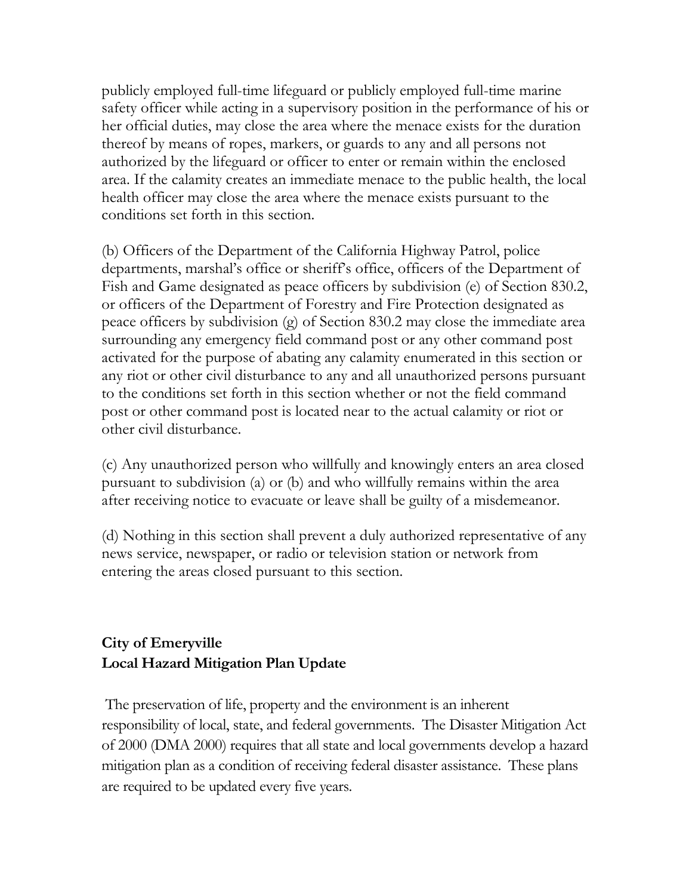publicly employed full-time lifeguard or publicly employed full-time marine safety officer while acting in a supervisory position in the performance of his or her official duties, may close the area where the menace exists for the duration thereof by means of ropes, markers, or guards to any and all persons not authorized by the lifeguard or officer to enter or remain within the enclosed area. If the calamity creates an immediate menace to the public health, the local health officer may close the area where the menace exists pursuant to the conditions set forth in this section.

(b) Officers of the Department of the California Highway Patrol, police departments, marshal's office or sheriff's office, officers of the Department of Fish and Game designated as peace officers by subdivision (e) of Section 830.2, or officers of the Department of Forestry and Fire Protection designated as peace officers by subdivision (g) of Section 830.2 may close the immediate area surrounding any emergency field command post or any other command post activated for the purpose of abating any calamity enumerated in this section or any riot or other civil disturbance to any and all unauthorized persons pursuant to the conditions set forth in this section whether or not the field command post or other command post is located near to the actual calamity or riot or other civil disturbance.

(c) Any unauthorized person who willfully and knowingly enters an area closed pursuant to subdivision (a) or (b) and who willfully remains within the area after receiving notice to evacuate or leave shall be guilty of a misdemeanor.

(d) Nothing in this section shall prevent a duly authorized representative of any news service, newspaper, or radio or television station or network from entering the areas closed pursuant to this section.

**City of Emeryville**
**Local Hazard Mitigation Plan Update**

The preservation of life, property and the environment is an inherent responsibility of local, state, and federal governments. The Disaster Mitigation Act of 2000 (DMA 2000) requires that all state and local governments develop a hazard mitigation plan as a condition of receiving federal disaster assistance. These plans are required to be updated every five years.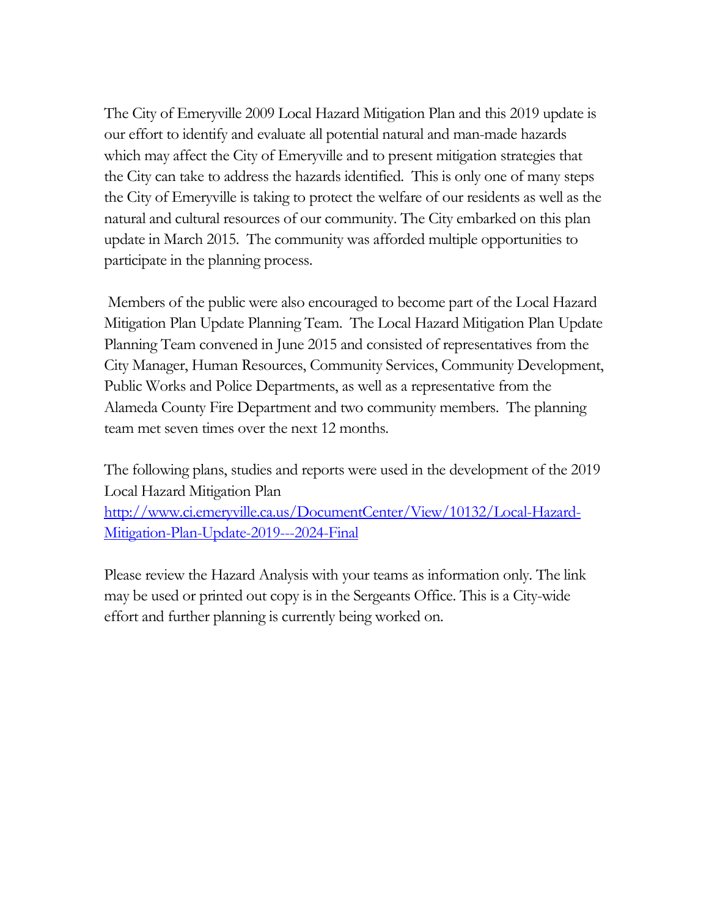The City of Emeryville 2009 Local Hazard Mitigation Plan and this 2019 update is our effort to identify and evaluate all potential natural and man-made hazards which may affect the City of Emeryville and to present mitigation strategies that the City can take to address the hazards identified. This is only one of many steps the City of Emeryville is taking to protect the welfare of our residents as well as the natural and cultural resources of our community. The City embarked on this plan update in March 2015. The community was afforded multiple opportunities to participate in the planning process.

Members of the public were also encouraged to become part of the Local Hazard Mitigation Plan Update Planning Team. The Local Hazard Mitigation Plan Update Planning Team convened in June 2015 and consisted of representatives from the City Manager, Human Resources, Community Services, Community Development, Public Works and Police Departments, as well as a representative from the Alameda County Fire Department and two community members. The planning team met seven times over the next 12 months.

The following plans, studies and reports were used in the development of the 2019 Local Hazard Mitigation Plan
[http://www.ci.emeryville.ca.us/DocumentCenter/View/10132/Local-Hazard-Mitigation-Plan-Update-2019---2024-Final](http://www.ci.emeryville.ca.us/DocumentCenter/View/10132/Local-Hazard-Mitigation-Plan-Update-2019---2024-Final)

Please review the Hazard Analysis with your teams as information only. The link may be used or printed out copy is in the Sergeants Office. This is a City-wide effort and further planning is currently being worked on.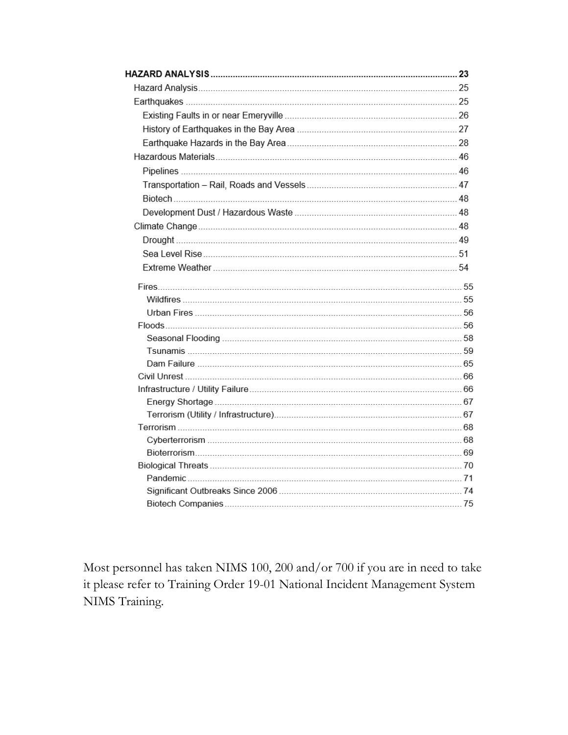**HAZARD ANALYSIS** .......... 23

- Hazard Analysis .......... 25
- Earthquakes .......... 25
  - Existing Faults in or near Emeryville .......... 26
  - History of Earthquakes in the Bay Area .......... 27
  - Earthquake Hazards in the Bay Area .......... 28
- Hazardous Materials .......... 46
  - Pipelines .......... 46
  - Transportation – Rail, Roads and Vessels .......... 47
  - Biotech .......... 48
  - Development Dust / Hazardous Waste .......... 48
- Climate Change .......... 48
  - Drought .......... 49
  - Sea Level Rise .......... 51
  - Extreme Weather .......... 54
- Fires .......... 55
  - Wildfires .......... 55
  - Urban Fires .......... 56
- Floods .......... 56
  - Seasonal Flooding .......... 58
  - Tsunamis .......... 59
  - Dam Failure .......... 65
- Civil Unrest .......... 66
- Infrastructure / Utility Failure .......... 66
  - Energy Shortage .......... 67
  - Terrorism (Utility / Infrastructure) .......... 67
- Terrorism .......... 68
  - Cyberterrorism .......... 68
  - Bioterrorism .......... 69
- Biological Threats .......... 70
  - Pandemic .......... 71
  - Significant Outbreaks Since 2006 .......... 74
  - Biotech Companies .......... 75

Most personnel has taken NIMS 100, 200 and/or 700 if you are in need to take it please refer to Training Order 19-01 National Incident Management System NIMS Training.